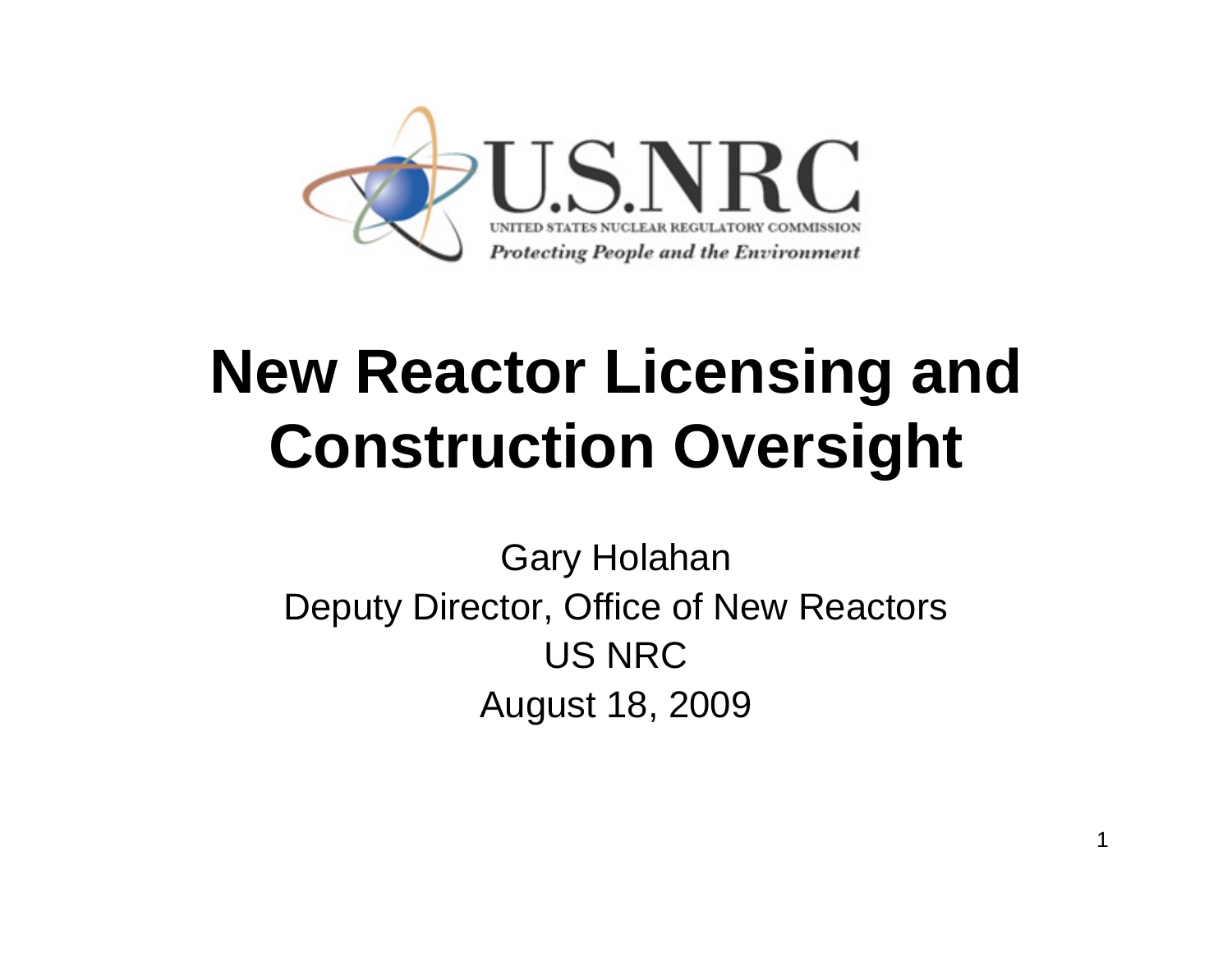U.S.NRC

UNITED STATES NUCLEAR REGULATORY COMMISSION

*Protecting People and the Environment*

# New Reactor Licensing and Construction Oversight

Gary Holahan
Deputy Director, Office of New Reactors
US NRC
August 18, 2009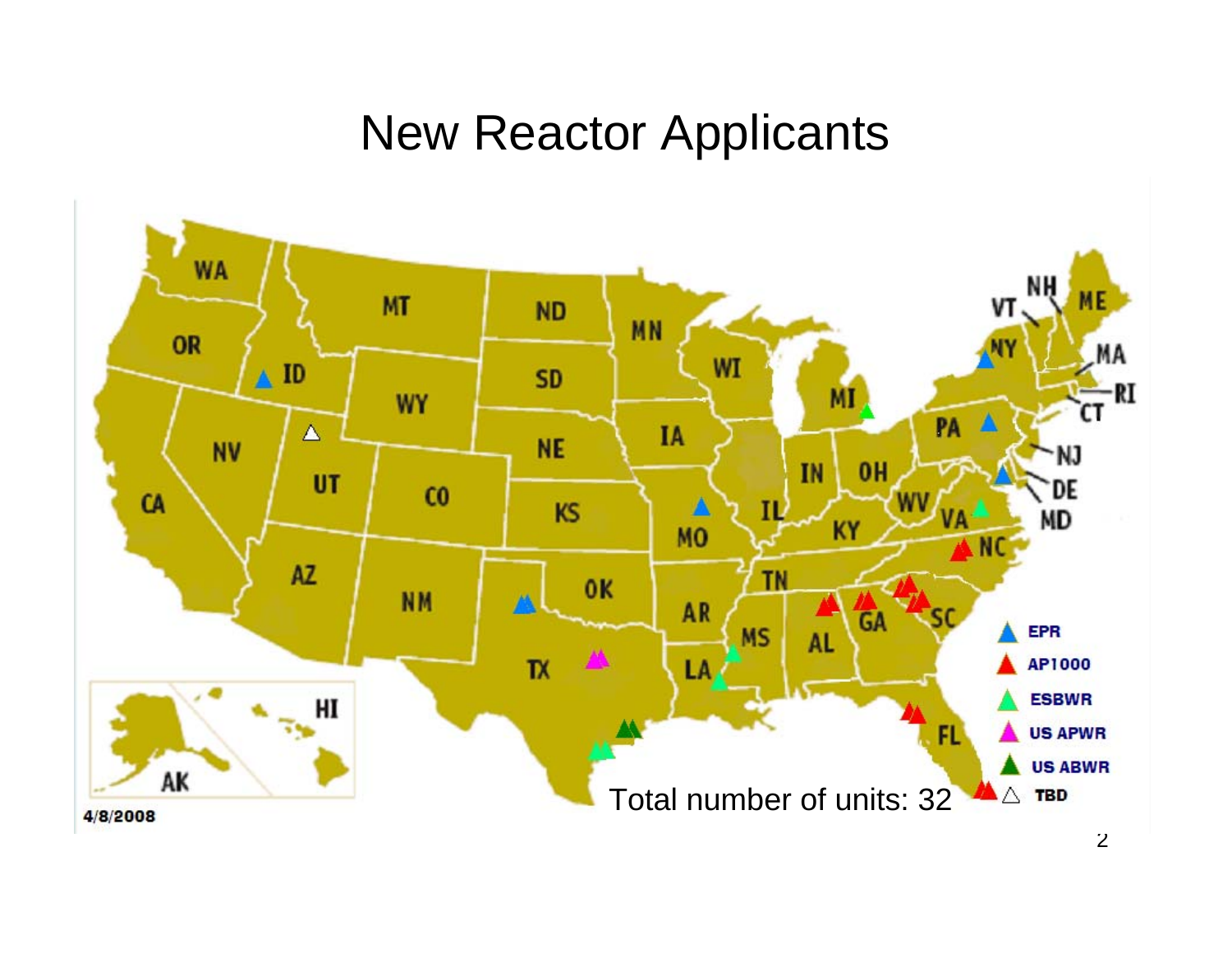# New Reactor Applicants

Total number of units: 32

- EPR
- AP1000
- ESBWR
- US APWR
- US ABWR
- TBD

4/8/2008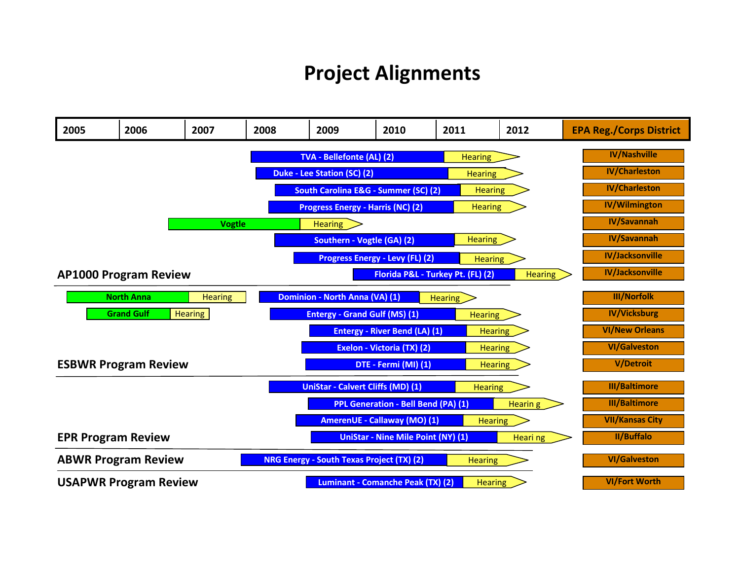# Project Alignments

| 2005 | 2006 | 2007 | 2008 | 2009 | 2010 | 2011 | 2012 | EPA Reg./Corps District |
|---|---|---|---|---|---|---|---|---|

**AP1000 Program Review**

| Project | Status | EPA Reg./Corps District |
|---|---|---|
| TVA - Bellefonte (AL) (2) | Hearing | IV/Nashville |
| Duke - Lee Station (SC) (2) | Hearing | IV/Charleston |
| South Carolina E&G - Summer (SC) (2) | Hearing | IV/Charleston |
| Progress Energy - Harris (NC) (2) | Hearing | IV/Wilmington |
| Vogtle | Hearing | IV/Savannah |
| Southern - Vogtle (GA) (2) | Hearing | IV/Savannah |
| Progress Energy - Levy (FL) (2) | Hearing | IV/Jacksonville |
| Florida P&L - Turkey Pt. (FL) (2) | Hearing | IV/Jacksonville |

**ESBWR Program Review**

| Project | Status | EPA Reg./Corps District |
|---|---|---|
| North Anna | Hearing | |
| Dominion - North Anna (VA) (1) | Hearing | III/Norfolk |
| Grand Gulf | Hearing | |
| Entergy - Grand Gulf (MS) (1) | Hearing | IV/Vicksburg |
| Entergy - River Bend (LA) (1) | Hearing | VI/New Orleans |
| Exelon - Victoria (TX) (2) | Hearing | VI/Galveston |
| DTE - Fermi (MI) (1) | Hearing | V/Detroit |

**EPR Program Review**

| Project | Status | EPA Reg./Corps District |
|---|---|---|
| UniStar - Calvert Cliffs (MD) (1) | Hearing | III/Baltimore |
| PPL Generation - Bell Bend (PA) (1) | Hearing | III/Baltimore |
| AmerenUE - Callaway (MO) (1) | Hearing | VII/Kansas City |
| UniStar - Nine Mile Point (NY) (1) | Hearing | II/Buffalo |

**ABWR Program Review**

| Project | Status | EPA Reg./Corps District |
|---|---|---|
| NRG Energy - South Texas Project (TX) (2) | Hearing | VI/Galveston |

**USAPWR Program Review**

| Project | Status | EPA Reg./Corps District |
|---|---|---|
| Luminant - Comanche Peak (TX) (2) | Hearing | VI/Fort Worth |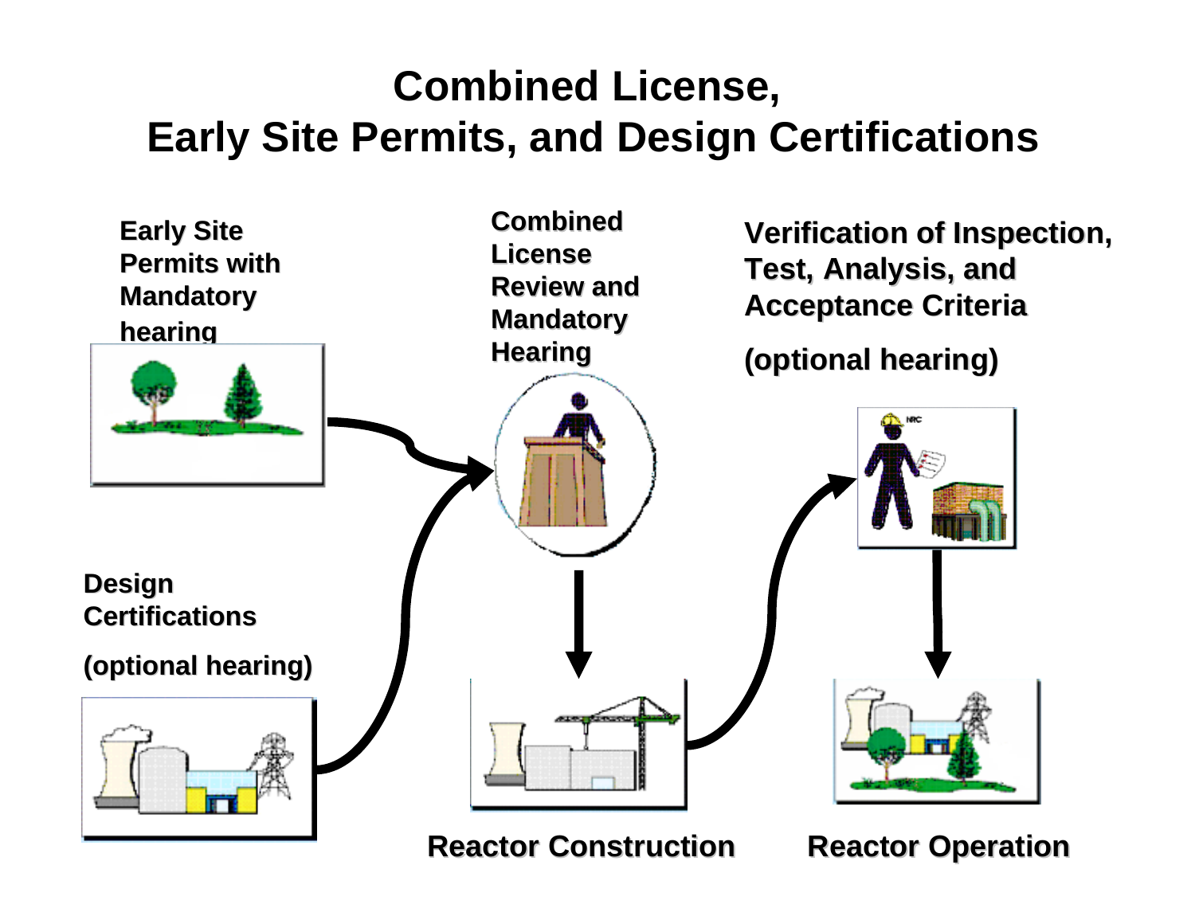# Combined License, Early Site Permits, and Design Certifications

**Early Site Permits with Mandatory hearing**

**Combined License Review and Mandatory Hearing**

**Verification of Inspection, Test, Analysis, and Acceptance Criteria**

**(optional hearing)**

**Design Certifications**

**(optional hearing)**

**Reactor Construction**

**Reactor Operation**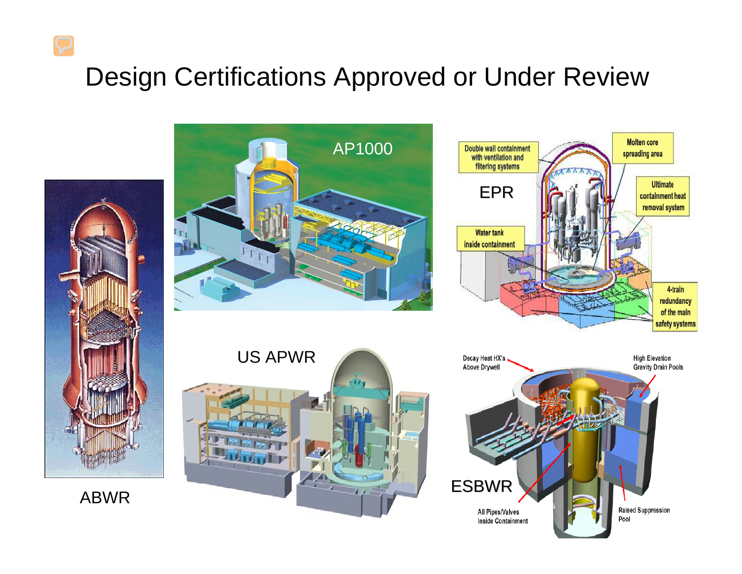# Design Certifications Approved or Under Review

AP1000

EPR

- Double wall containment with ventilation and filtering systems
- Molten core spreading area
- Ultimate containment heat removal system
- Water tank inside containment
- 4-train redundancy of the main safety systems

ABWR

US APWR

ESBWR

- Decay Heat HX's Above Drywell
- High Elevation Gravity Drain Pools
- All Pipes/Valves Inside Containment
- Raised Suppression Pool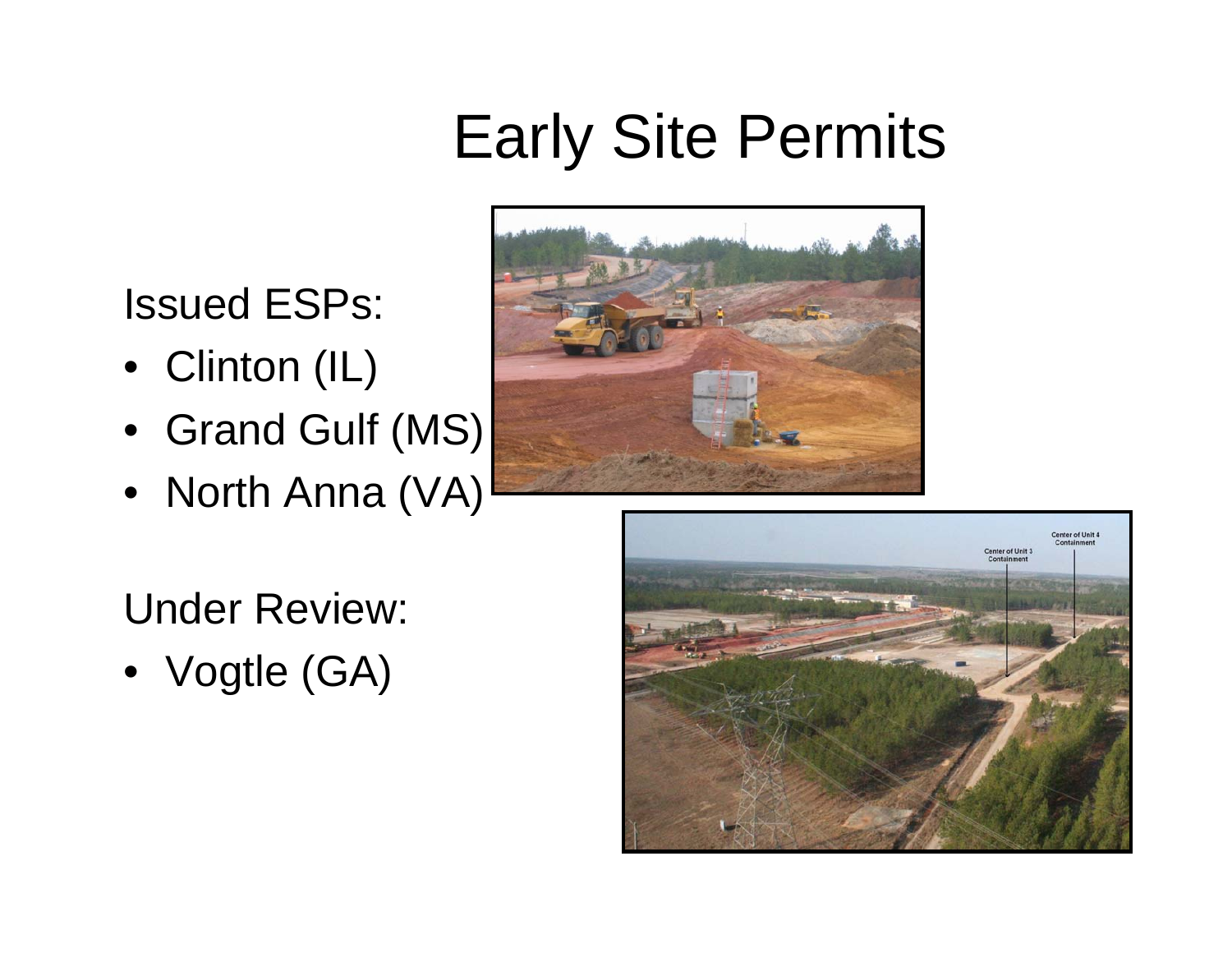# Early Site Permits

Issued ESPs:

- Clinton (IL)
- Grand Gulf (MS)
- North Anna (VA)

Under Review:

- Vogtle (GA)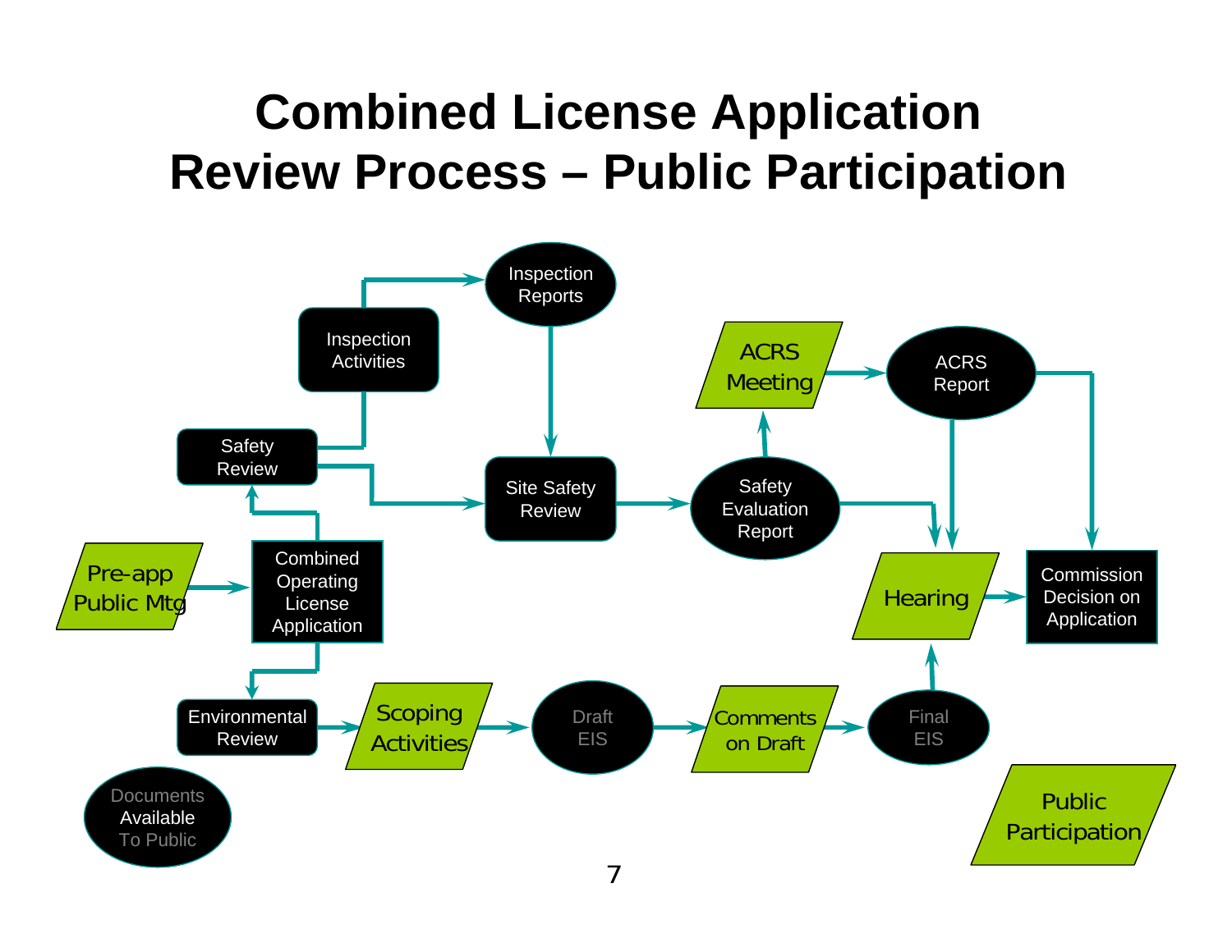# Combined License Application Review Process – Public Participation

Inspection Activities

Inspection Reports

ACRS Meeting

ACRS Report

Safety Review

Site Safety Review

Safety Evaluation Report

Pre-app Public Mtg

Combined Operating License Application

Hearing

Commission Decision on Application

Environmental Review

Scoping Activities

Draft EIS

Comments on Draft

Final EIS

Documents Available To Public

Public Participation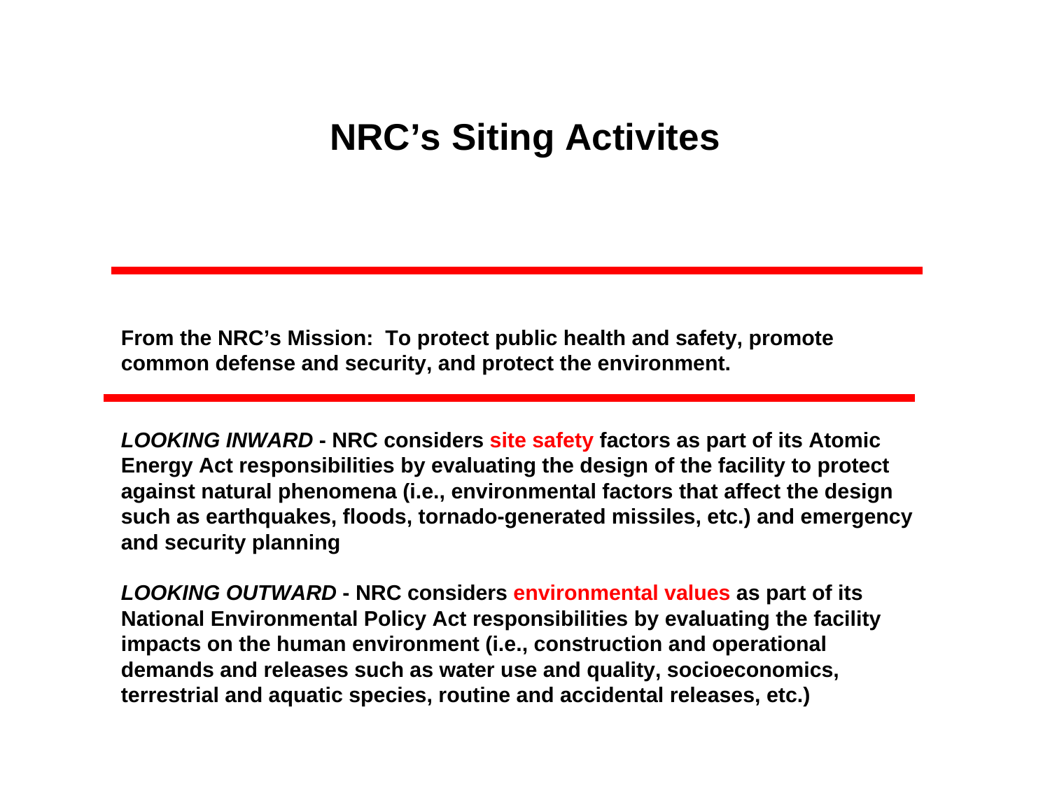# NRC's Siting Activites

---

**From the NRC's Mission: To protect public health and safety, promote common defense and security, and protect the environment.**

---

***LOOKING INWARD*** **- NRC considers site safety factors as part of its Atomic Energy Act responsibilities by evaluating the design of the facility to protect against natural phenomena (i.e., environmental factors that affect the design such as earthquakes, floods, tornado-generated missiles, etc.) and emergency and security planning**

***LOOKING OUTWARD*** **- NRC considers environmental values as part of its National Environmental Policy Act responsibilities by evaluating the facility impacts on the human environment (i.e., construction and operational demands and releases such as water use and quality, socioeconomics, terrestrial and aquatic species, routine and accidental releases, etc.)**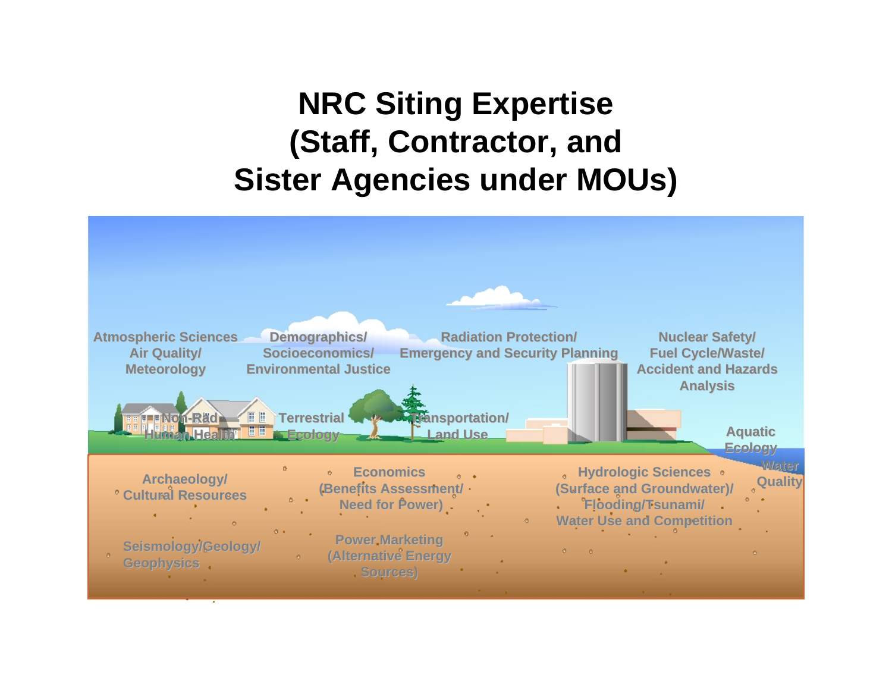# NRC Siting Expertise (Staff, Contractor, and Sister Agencies under MOUs)

Atmospheric Sciences Air Quality/ Meteorology

Demographics/ Socioeconomics/ Environmental Justice

Radiation Protection/ Emergency and Security Planning

Nuclear Safety/ Fuel Cycle/Waste/ Accident and Hazards Analysis

Non-Rad Human Health

Terrestrial Ecology

Transportation/ Land Use

Aquatic Ecology

Water Quality

Archaeology/ Cultural Resources

Economics (Benefits Assessment/ Need for Power)

Hydrologic Sciences (Surface and Groundwater)/ Flooding/Tsunami/ Water Use and Competition

Seismology/Geology/ Geophysics

Power Marketing (Alternative Energy Sources)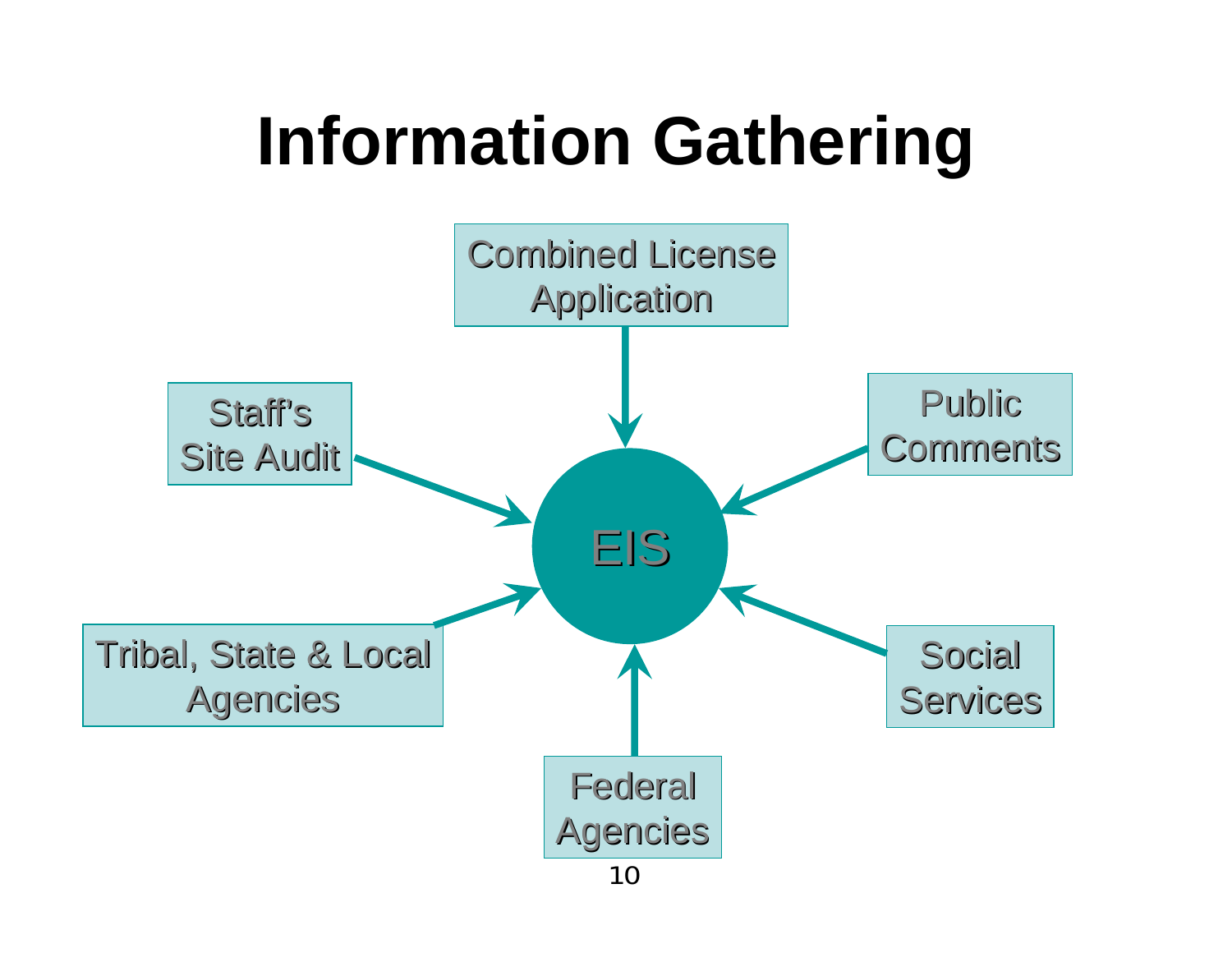# Information Gathering

- Combined License Application
- Staff's Site Audit
- Public Comments
- Tribal, State & Local Agencies
- Social Services
- Federal Agencies

EIS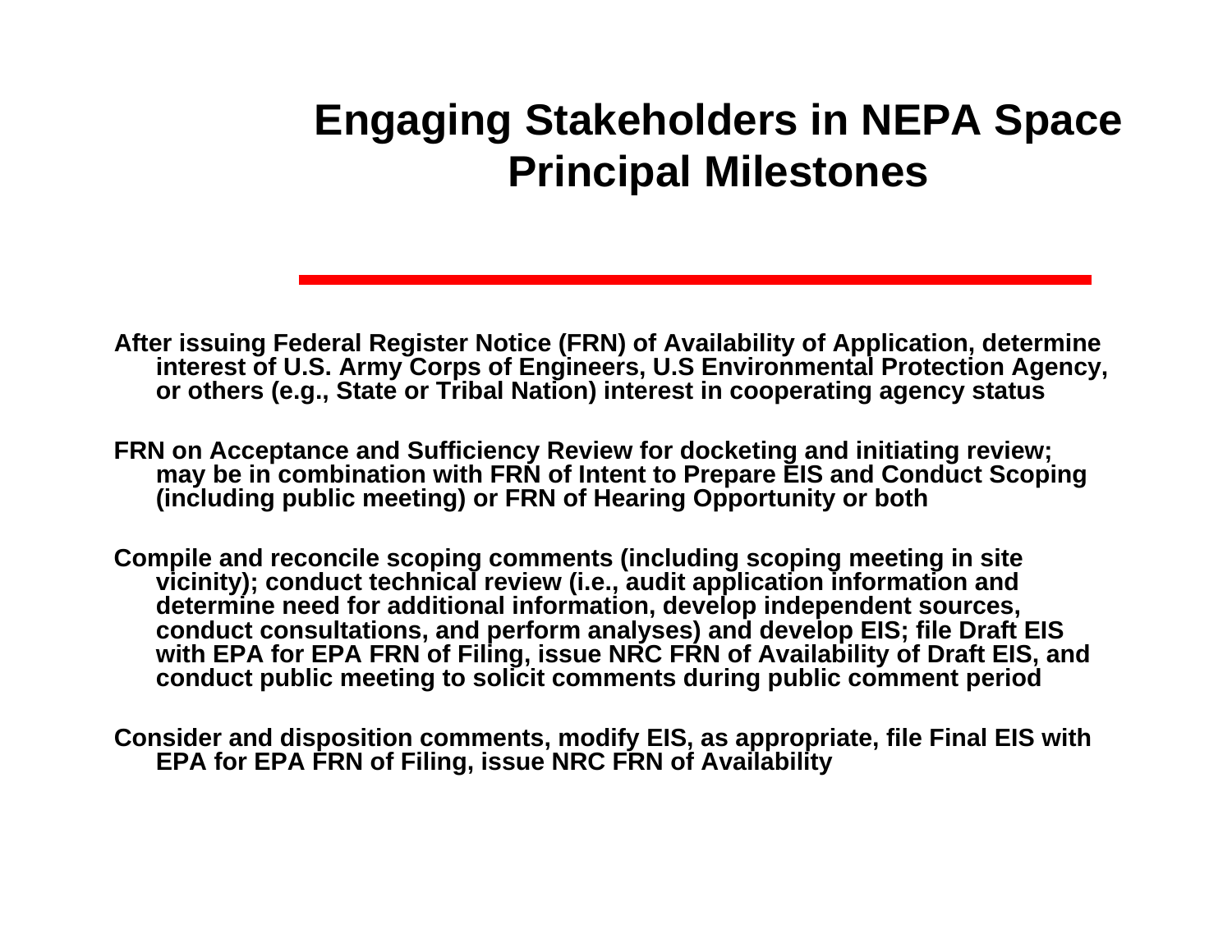# Engaging Stakeholders in NEPA Space Principal Milestones

**After issuing Federal Register Notice (FRN) of Availability of Application, determine interest of U.S. Army Corps of Engineers, U.S Environmental Protection Agency, or others (e.g., State or Tribal Nation) interest in cooperating agency status**

**FRN on Acceptance and Sufficiency Review for docketing and initiating review; may be in combination with FRN of Intent to Prepare EIS and Conduct Scoping (including public meeting) or FRN of Hearing Opportunity or both**

**Compile and reconcile scoping comments (including scoping meeting in site vicinity); conduct technical review (i.e., audit application information and determine need for additional information, develop independent sources, conduct consultations, and perform analyses) and develop EIS; file Draft EIS with EPA for EPA FRN of Filing, issue NRC FRN of Availability of Draft EIS, and conduct public meeting to solicit comments during public comment period**

**Consider and disposition comments, modify EIS, as appropriate, file Final EIS with EPA for EPA FRN of Filing, issue NRC FRN of Availability**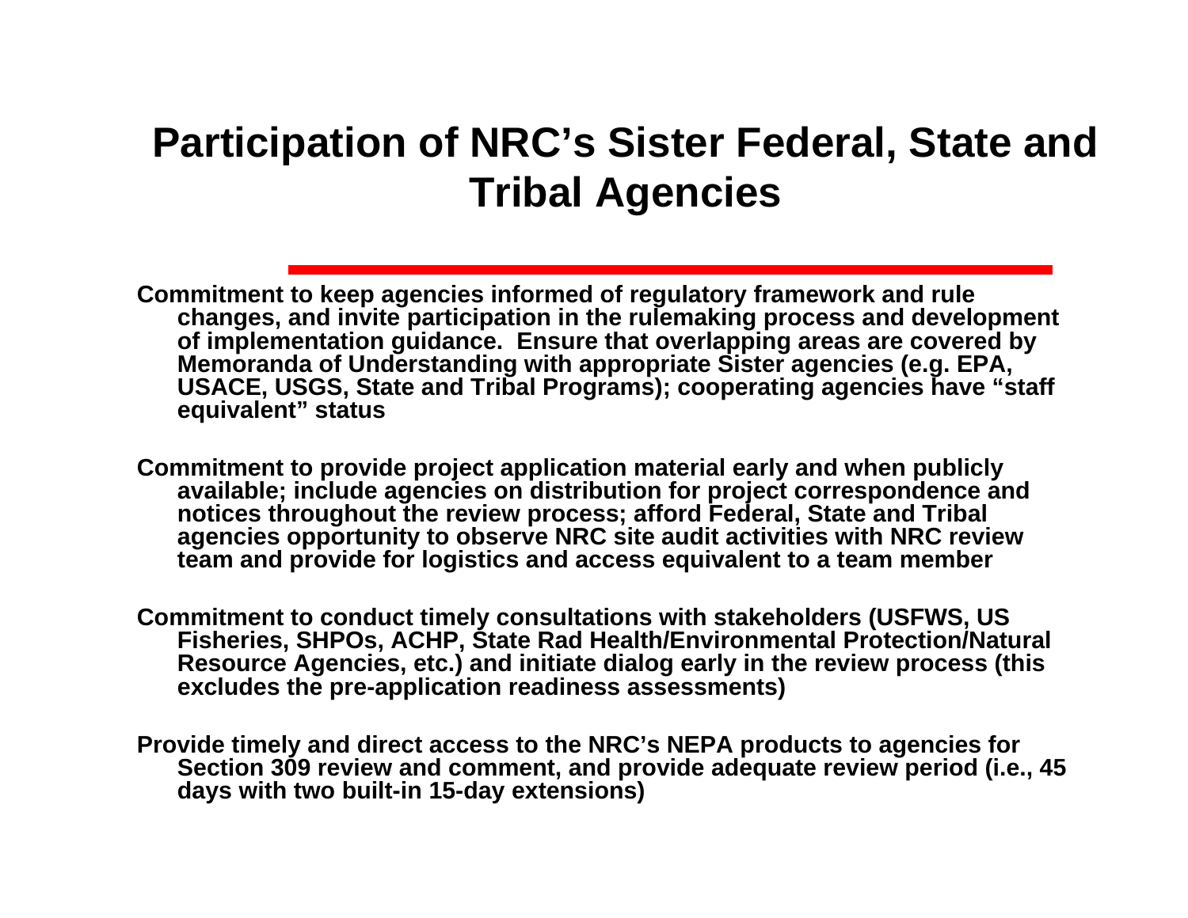# Participation of NRC's Sister Federal, State and Tribal Agencies

**Commitment to keep agencies informed of regulatory framework and rule changes, and invite participation in the rulemaking process and development of implementation guidance. Ensure that overlapping areas are covered by Memoranda of Understanding with appropriate Sister agencies (e.g. EPA, USACE, USGS, State and Tribal Programs); cooperating agencies have "staff equivalent" status**

**Commitment to provide project application material early and when publicly available; include agencies on distribution for project correspondence and notices throughout the review process; afford Federal, State and Tribal agencies opportunity to observe NRC site audit activities with NRC review team and provide for logistics and access equivalent to a team member**

**Commitment to conduct timely consultations with stakeholders (USFWS, US Fisheries, SHPOs, ACHP, State Rad Health/Environmental Protection/Natural Resource Agencies, etc.) and initiate dialog early in the review process (this excludes the pre-application readiness assessments)**

**Provide timely and direct access to the NRC's NEPA products to agencies for Section 309 review and comment, and provide adequate review period (i.e., 45 days with two built-in 15-day extensions)**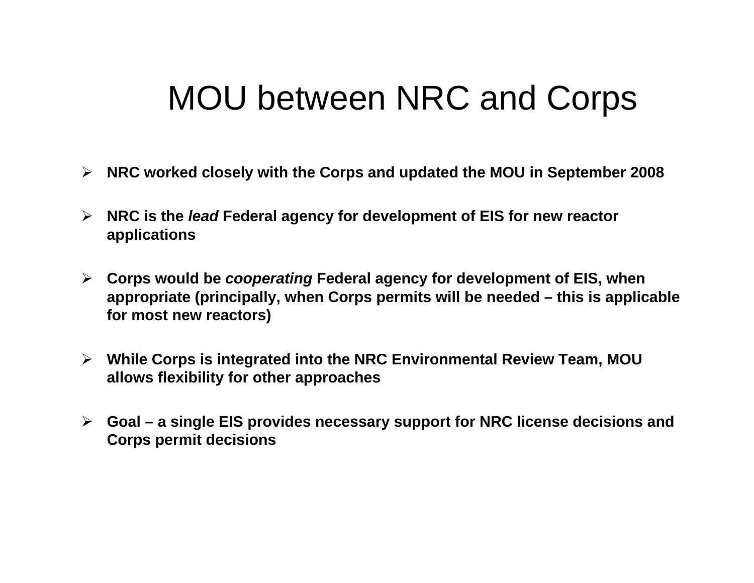# MOU between NRC and Corps

- **NRC worked closely with the Corps and updated the MOU in September 2008**
- **NRC is the *lead* Federal agency for development of EIS for new reactor applications**
- **Corps would be *cooperating* Federal agency for development of EIS, when appropriate (principally, when Corps permits will be needed – this is applicable for most new reactors)**
- **While Corps is integrated into the NRC Environmental Review Team, MOU allows flexibility for other approaches**
- **Goal – a single EIS provides necessary support for NRC license decisions and Corps permit decisions**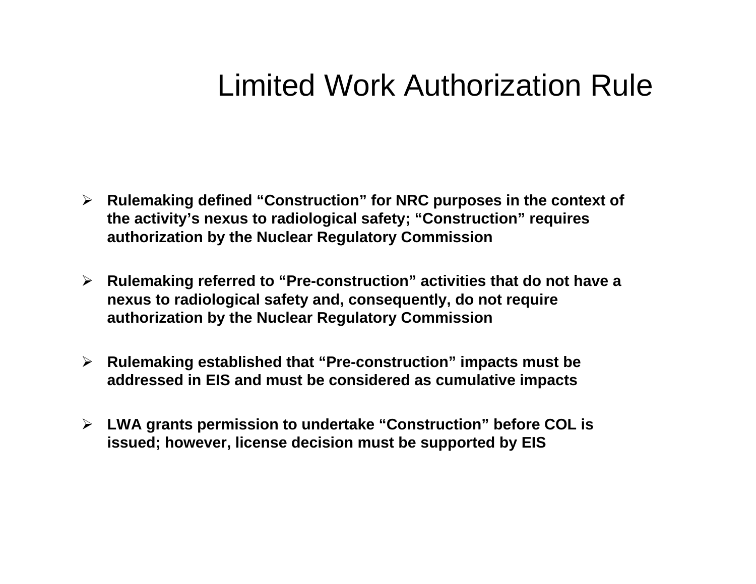# Limited Work Authorization Rule

- **Rulemaking defined “Construction” for NRC purposes in the context of the activity’s nexus to radiological safety; “Construction” requires authorization by the Nuclear Regulatory Commission**

- **Rulemaking referred to “Pre-construction” activities that do not have a nexus to radiological safety and, consequently, do not require authorization by the Nuclear Regulatory Commission**

- **Rulemaking established that “Pre-construction” impacts must be addressed in EIS and must be considered as cumulative impacts**

- **LWA grants permission to undertake “Construction” before COL is issued; however, license decision must be supported by EIS**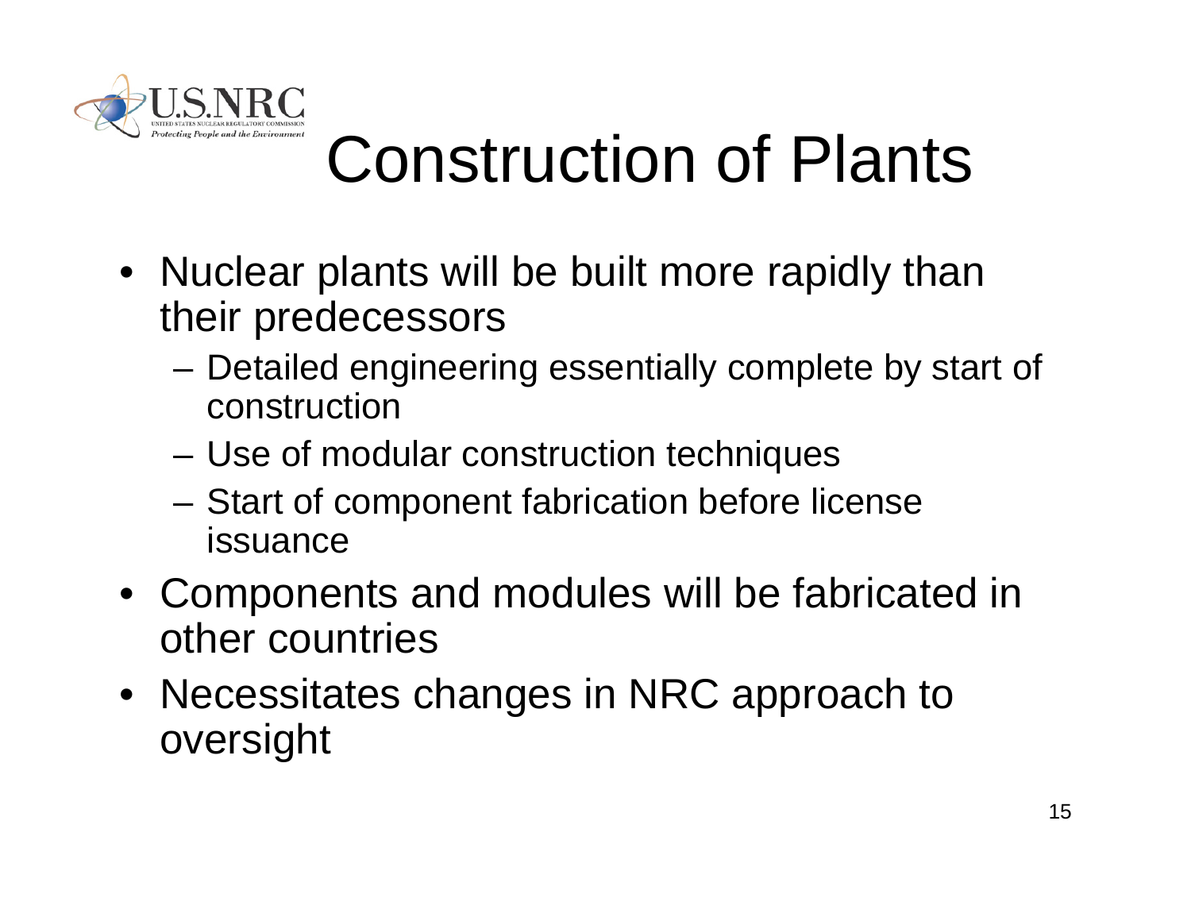# Construction of Plants

- Nuclear plants will be built more rapidly than their predecessors
  - Detailed engineering essentially complete by start of construction
  - Use of modular construction techniques
  - Start of component fabrication before license issuance
- Components and modules will be fabricated in other countries
- Necessitates changes in NRC approach to oversight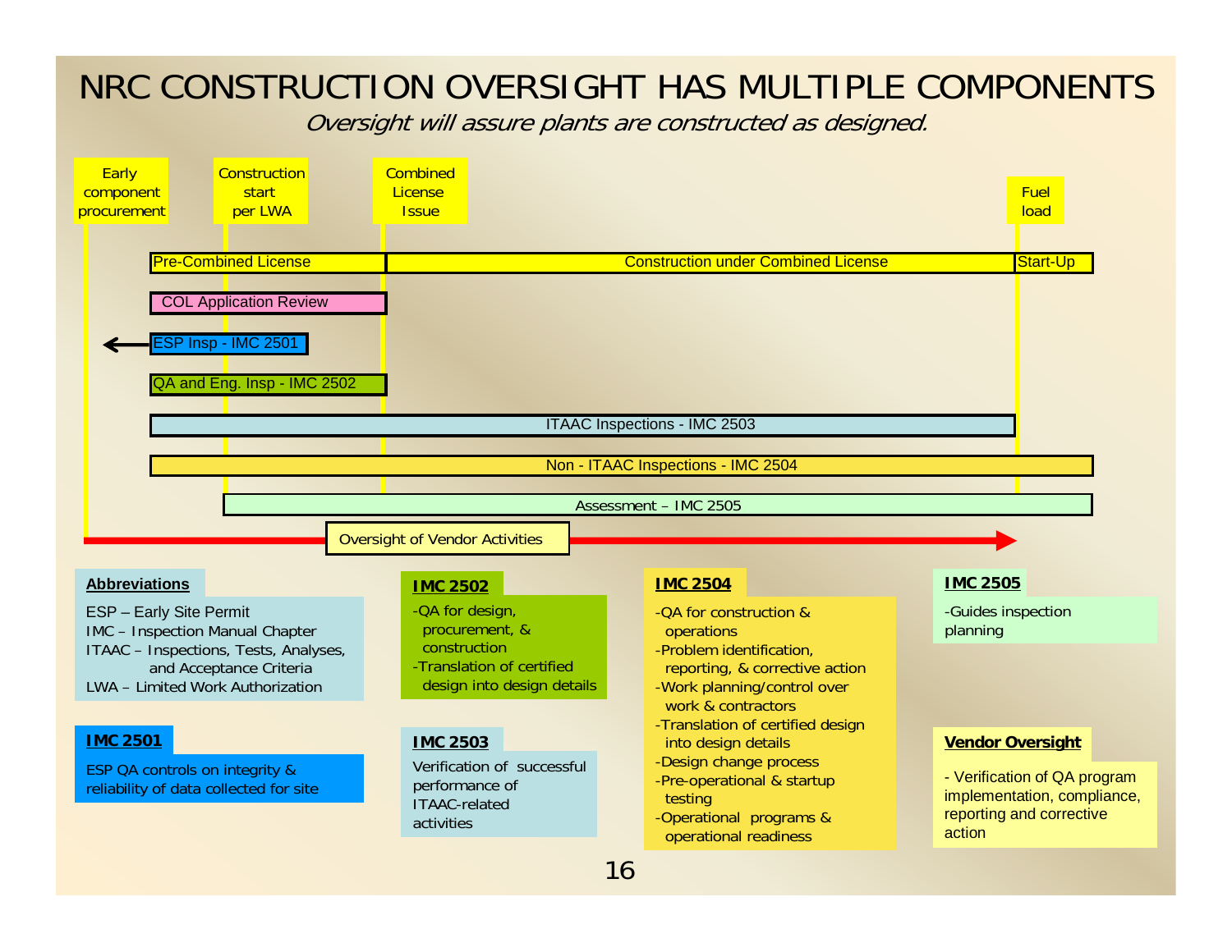# NRC CONSTRUCTION OVERSIGHT HAS MULTIPLE COMPONENTS

*Oversight will assure plants are constructed as designed.*

Early component procurement | Construction start per LWA | Combined License Issue | Fuel load

- Pre-Combined License
- Construction under Combined License
- Start-Up
- COL Application Review
- ESP Insp - IMC 2501
- QA and Eng. Insp - IMC 2502
- ITAAC Inspections - IMC 2503
- Non - ITAAC Inspections - IMC 2504
- Assessment – IMC 2505
- Oversight of Vendor Activities

**Abbreviations**

ESP – Early Site Permit
IMC – Inspection Manual Chapter
ITAAC – Inspections, Tests, Analyses, and Acceptance Criteria
LWA – Limited Work Authorization

**IMC 2501**

ESP QA controls on integrity & reliability of data collected for site

**IMC 2502**

- QA for design, procurement, & construction
- Translation of certified design into design details

**IMC 2503**

Verification of successful performance of ITAAC-related activities

**IMC 2504**

- QA for construction & operations
- Problem identification, reporting, & corrective action
- Work planning/control over work & contractors
- Translation of certified design into design details
- Design change process
- Pre-operational & startup testing
- Operational programs & operational readiness

**IMC 2505**

- Guides inspection planning

**Vendor Oversight**

- Verification of QA program implementation, compliance, reporting and corrective action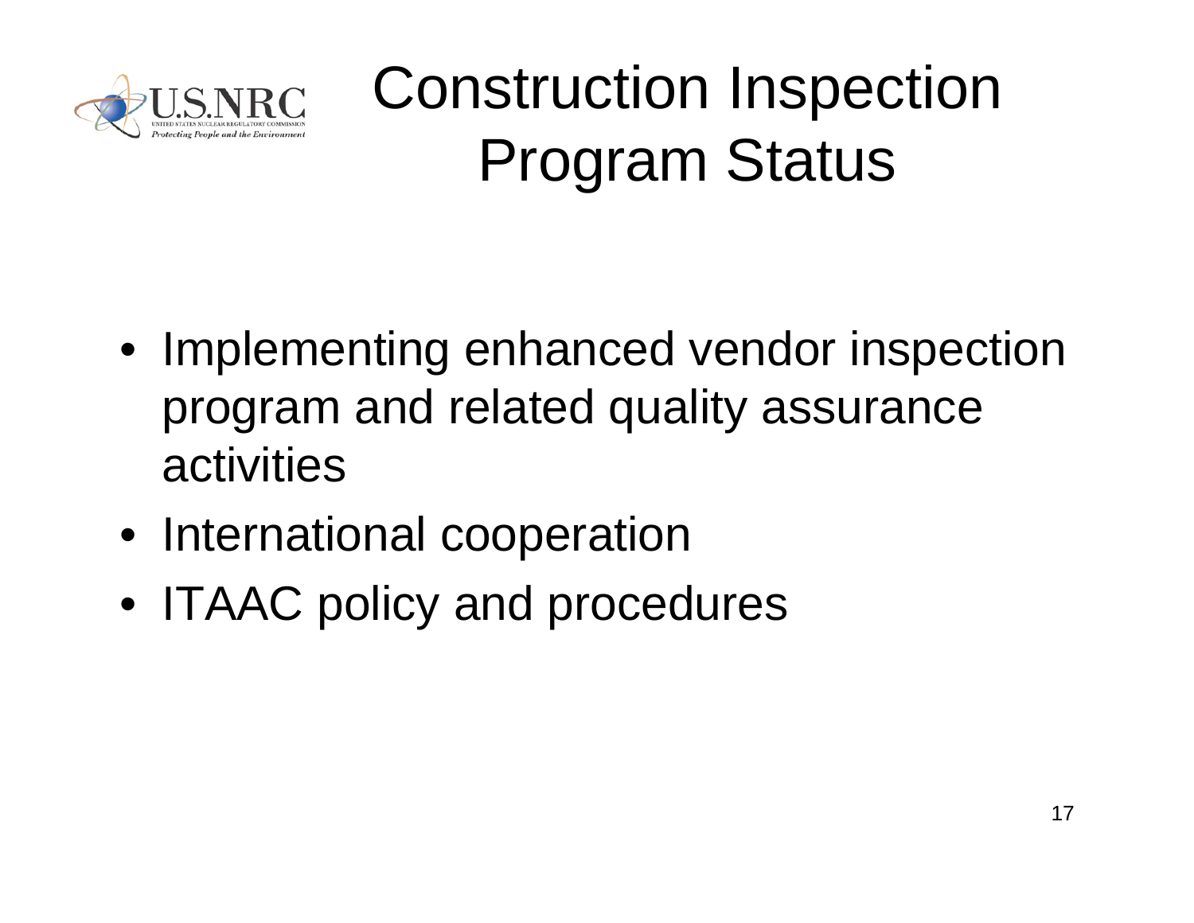# Construction Inspection Program Status

- Implementing enhanced vendor inspection program and related quality assurance activities
- International cooperation
- ITAAC policy and procedures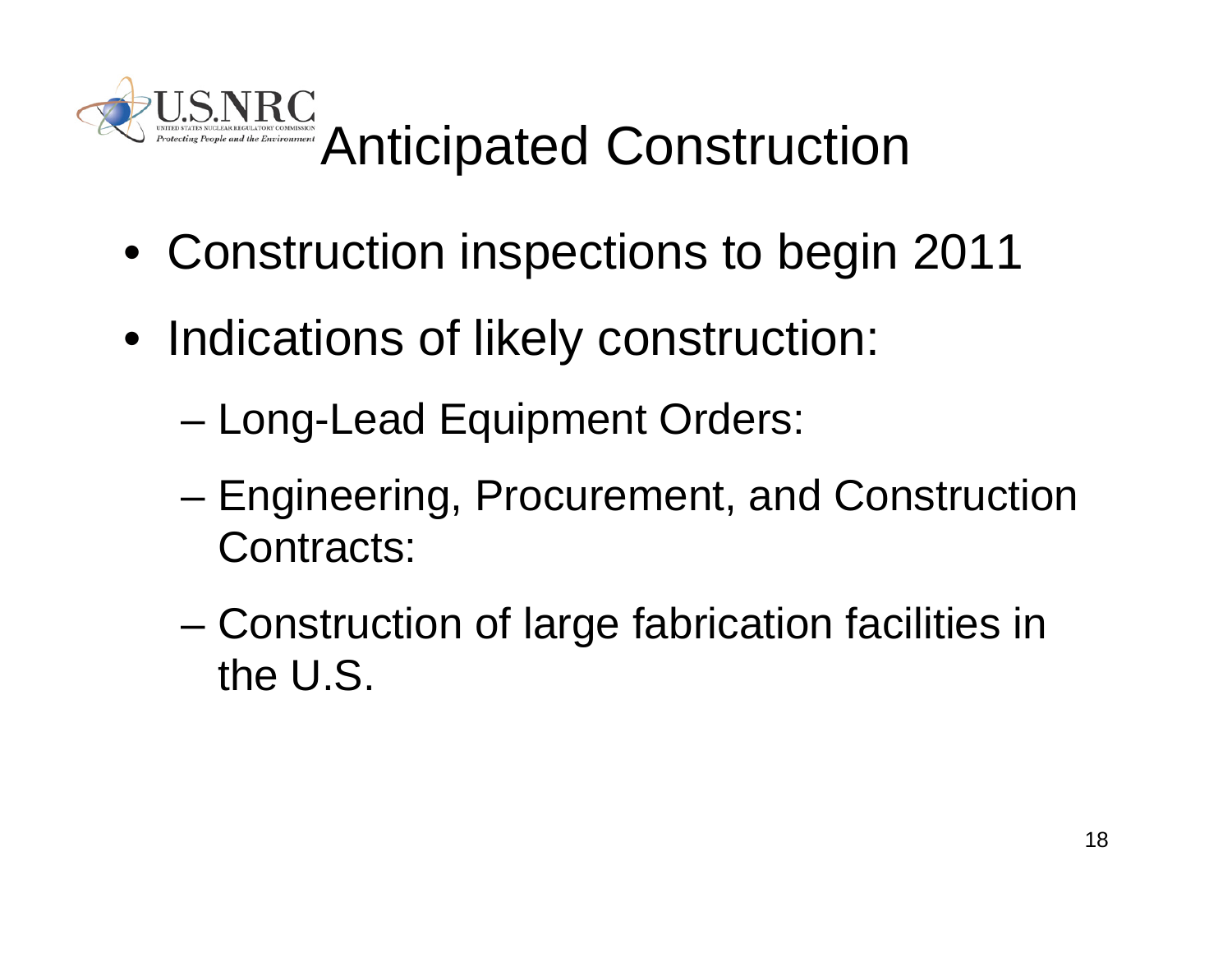# Anticipated Construction

- Construction inspections to begin 2011
- Indications of likely construction:
  - Long-Lead Equipment Orders:
  - Engineering, Procurement, and Construction Contracts:
  - Construction of large fabrication facilities in the U.S.